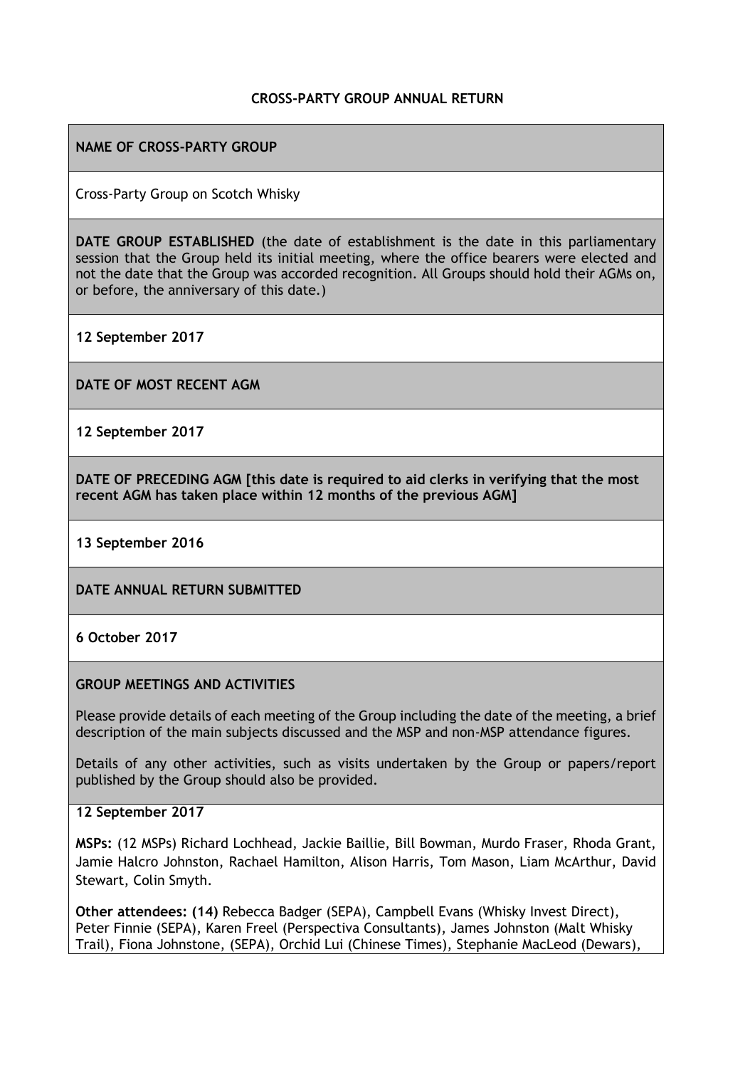**CROSS-PARTY GROUP ANNUAL RETURN**

**NAME OF CROSS-PARTY GROUP**

Cross-Party Group on Scotch Whisky

**DATE GROUP ESTABLISHED** (the date of establishment is the date in this parliamentary session that the Group held its initial meeting, where the office bearers were elected and not the date that the Group was accorded recognition. All Groups should hold their AGMs on, or before, the anniversary of this date.)

**12 September 2017**

**DATE OF MOST RECENT AGM**

**12 September 2017**

**DATE OF PRECEDING AGM [this date is required to aid clerks in verifying that the most recent AGM has taken place within 12 months of the previous AGM]**

**13 September 2016**

**DATE ANNUAL RETURN SUBMITTED**

**6 October 2017**

**GROUP MEETINGS AND ACTIVITIES**

Please provide details of each meeting of the Group including the date of the meeting, a brief description of the main subjects discussed and the MSP and non-MSP attendance figures.

Details of any other activities, such as visits undertaken by the Group or papers/report published by the Group should also be provided.

**12 September 2017**

**MSPs:** (12 MSPs) Richard Lochhead, Jackie Baillie, Bill Bowman, Murdo Fraser, Rhoda Grant, Jamie Halcro Johnston, Rachael Hamilton, Alison Harris, Tom Mason, Liam McArthur, David Stewart, Colin Smyth.

**Other attendees: (14)** Rebecca Badger (SEPA), Campbell Evans (Whisky Invest Direct), Peter Finnie (SEPA), Karen Freel (Perspectiva Consultants), James Johnston (Malt Whisky Trail), Fiona Johnstone, (SEPA), Orchid Lui (Chinese Times), Stephanie MacLeod (Dewars),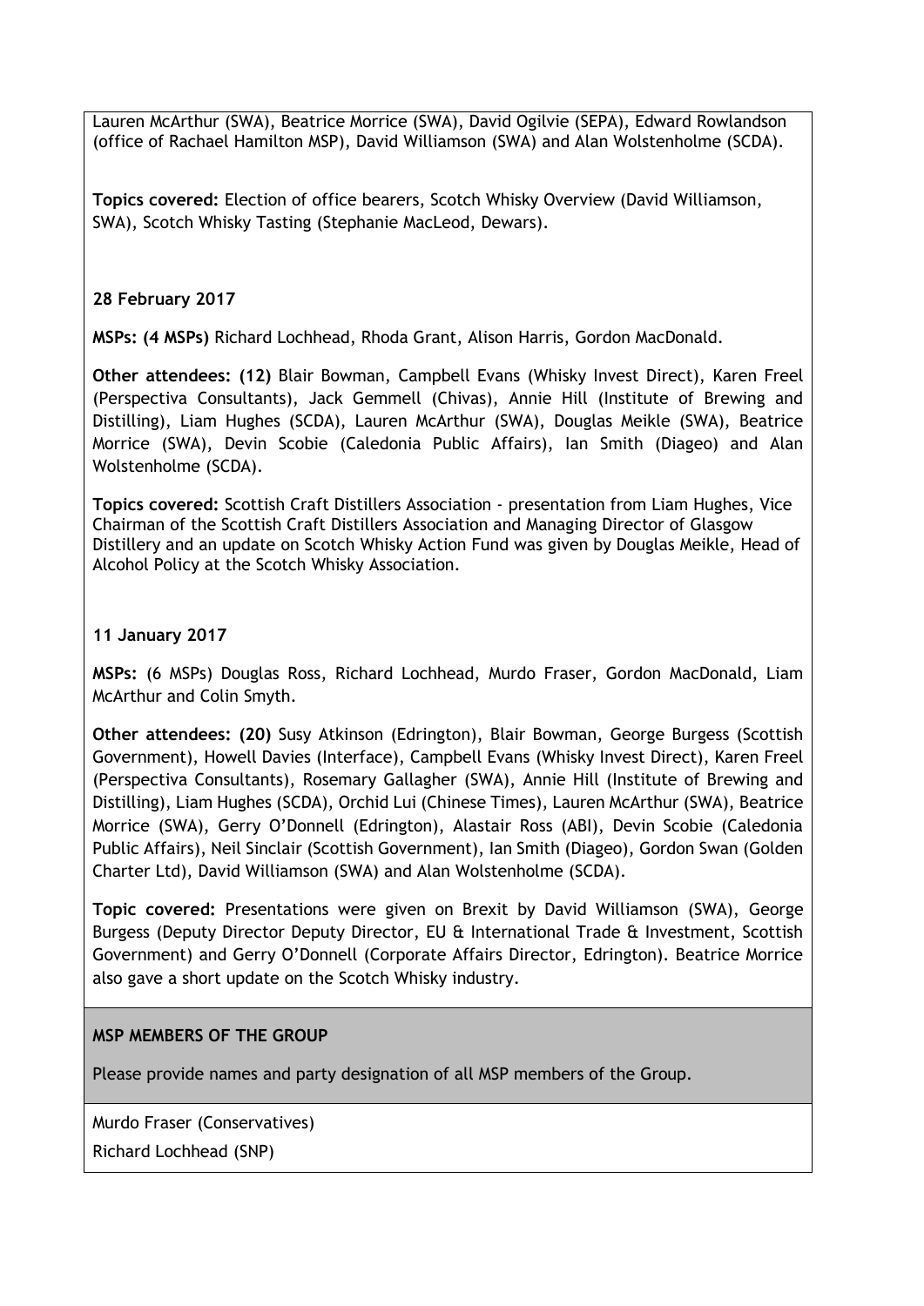Lauren McArthur (SWA), Beatrice Morrice (SWA), David Ogilvie (SEPA), Edward Rowlandson (office of Rachael Hamilton MSP), David Williamson (SWA) and Alan Wolstenholme (SCDA).

**Topics covered:** Election of office bearers, Scotch Whisky Overview (David Williamson, SWA), Scotch Whisky Tasting (Stephanie MacLeod, Dewars).

**28 February 2017**

**MSPs: (4 MSPs)** Richard Lochhead, Rhoda Grant, Alison Harris, Gordon MacDonald.

**Other attendees: (12)** Blair Bowman, Campbell Evans (Whisky Invest Direct), Karen Freel (Perspectiva Consultants), Jack Gemmell (Chivas), Annie Hill (Institute of Brewing and Distilling), Liam Hughes (SCDA), Lauren McArthur (SWA), Douglas Meikle (SWA), Beatrice Morrice (SWA), Devin Scobie (Caledonia Public Affairs), Ian Smith (Diageo) and Alan Wolstenholme (SCDA).

**Topics covered:** Scottish Craft Distillers Association - presentation from Liam Hughes, Vice Chairman of the Scottish Craft Distillers Association and Managing Director of Glasgow Distillery and an update on Scotch Whisky Action Fund was given by Douglas Meikle, Head of Alcohol Policy at the Scotch Whisky Association.

**11 January 2017**

**MSPs:** (6 MSPs) Douglas Ross, Richard Lochhead, Murdo Fraser, Gordon MacDonald, Liam McArthur and Colin Smyth.

**Other attendees: (20)** Susy Atkinson (Edrington), Blair Bowman, George Burgess (Scottish Government), Howell Davies (Interface), Campbell Evans (Whisky Invest Direct), Karen Freel (Perspectiva Consultants), Rosemary Gallagher (SWA), Annie Hill (Institute of Brewing and Distilling), Liam Hughes (SCDA), Orchid Lui (Chinese Times), Lauren McArthur (SWA), Beatrice Morrice (SWA), Gerry O'Donnell (Edrington), Alastair Ross (ABI), Devin Scobie (Caledonia Public Affairs), Neil Sinclair (Scottish Government), Ian Smith (Diageo), Gordon Swan (Golden Charter Ltd), David Williamson (SWA) and Alan Wolstenholme (SCDA).

**Topic covered:** Presentations were given on Brexit by David Williamson (SWA), George Burgess (Deputy Director Deputy Director, EU & International Trade & Investment, Scottish Government) and Gerry O'Donnell (Corporate Affairs Director, Edrington). Beatrice Morrice also gave a short update on the Scotch Whisky industry.

**MSP MEMBERS OF THE GROUP**

Please provide names and party designation of all MSP members of the Group.

Murdo Fraser (Conservatives)

Richard Lochhead (SNP)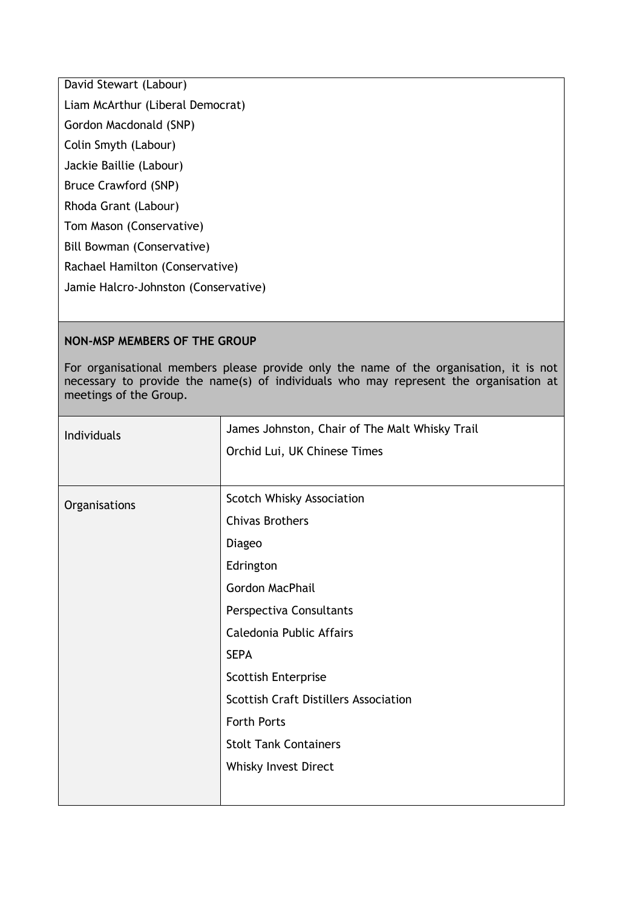David Stewart (Labour)

Liam McArthur (Liberal Democrat)

Gordon Macdonald (SNP)

Colin Smyth (Labour)

Jackie Baillie (Labour)

Bruce Crawford (SNP)

Rhoda Grant (Labour)

Tom Mason (Conservative)

Bill Bowman (Conservative)

Rachael Hamilton (Conservative)

Jamie Halcro-Johnston (Conservative)

**NON-MSP MEMBERS OF THE GROUP**

For organisational members please provide only the name of the organisation, it is not necessary to provide the name(s) of individuals who may represent the organisation at meetings of the Group.

| | |
|---|---|
| Individuals | James Johnston, Chair of The Malt Whisky Trail<br>Orchid Lui, UK Chinese Times |
| Organisations | Scotch Whisky Association<br>Chivas Brothers<br>Diageo<br>Edrington<br>Gordon MacPhail<br>Perspectiva Consultants<br>Caledonia Public Affairs<br>SEPA<br>Scottish Enterprise<br>Scottish Craft Distillers Association<br>Forth Ports<br>Stolt Tank Containers<br>Whisky Invest Direct |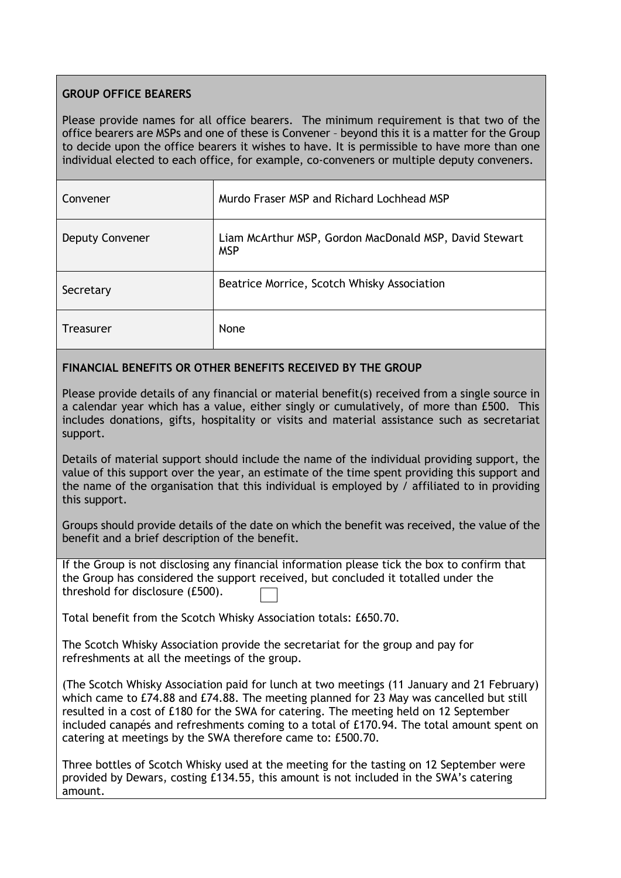**GROUP OFFICE BEARERS**

Please provide names for all office bearers. The minimum requirement is that two of the office bearers are MSPs and one of these is Convener – beyond this it is a matter for the Group to decide upon the office bearers it wishes to have. It is permissible to have more than one individual elected to each office, for example, co-conveners or multiple deputy conveners.

| Office | Name |
|---|---|
| Convener | Murdo Fraser MSP and Richard Lochhead MSP |
| Deputy Convener | Liam McArthur MSP, Gordon MacDonald MSP, David Stewart MSP |
| Secretary | Beatrice Morrice, Scotch Whisky Association |
| Treasurer | None |

**FINANCIAL BENEFITS OR OTHER BENEFITS RECEIVED BY THE GROUP**

Please provide details of any financial or material benefit(s) received from a single source in a calendar year which has a value, either singly or cumulatively, of more than £500. This includes donations, gifts, hospitality or visits and material assistance such as secretariat support.

Details of material support should include the name of the individual providing support, the value of this support over the year, an estimate of the time spent providing this support and the name of the organisation that this individual is employed by / affiliated to in providing this support.

Groups should provide details of the date on which the benefit was received, the value of the benefit and a brief description of the benefit.

If the Group is not disclosing any financial information please tick the box to confirm that the Group has considered the support received, but concluded it totalled under the threshold for disclosure (£500). ☐

Total benefit from the Scotch Whisky Association totals: £650.70.

The Scotch Whisky Association provide the secretariat for the group and pay for refreshments at all the meetings of the group.

(The Scotch Whisky Association paid for lunch at two meetings (11 January and 21 February) which came to £74.88 and £74.88. The meeting planned for 23 May was cancelled but still resulted in a cost of £180 for the SWA for catering. The meeting held on 12 September included canapés and refreshments coming to a total of £170.94. The total amount spent on catering at meetings by the SWA therefore came to: £500.70.

Three bottles of Scotch Whisky used at the meeting for the tasting on 12 September were provided by Dewars, costing £134.55, this amount is not included in the SWA's catering amount.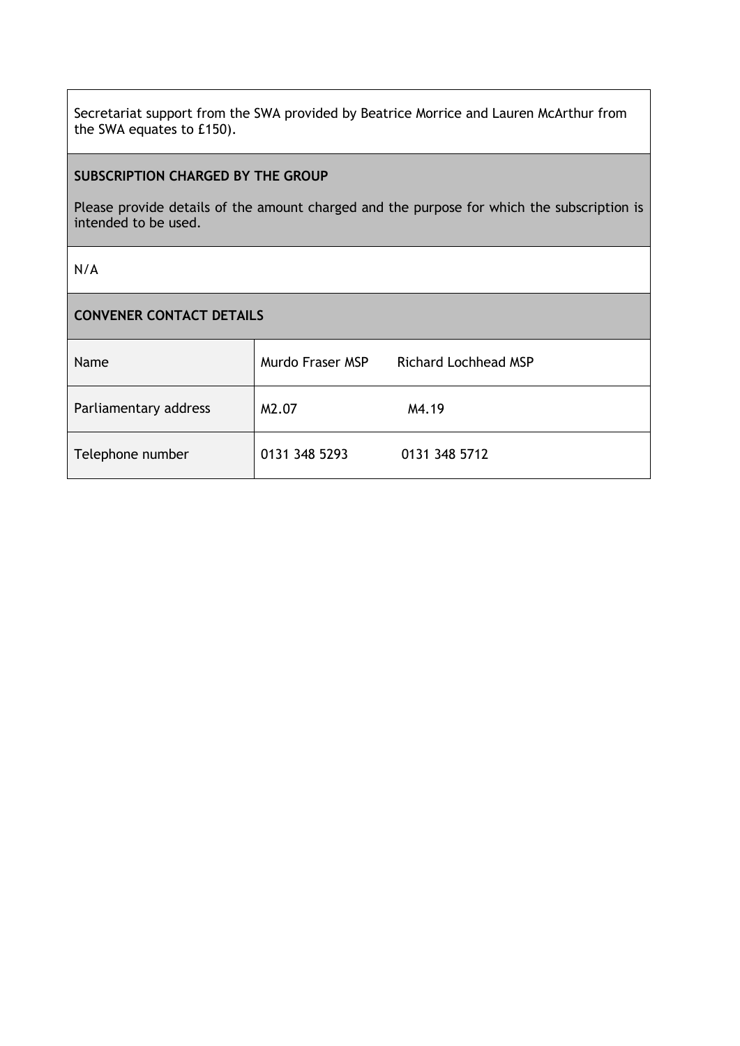Secretariat support from the SWA provided by Beatrice Morrice and Lauren McArthur from the SWA equates to £150).

**SUBSCRIPTION CHARGED BY THE GROUP**

Please provide details of the amount charged and the purpose for which the subscription is intended to be used.

N/A

**CONVENER CONTACT DETAILS**

| | | |
|---|---|---|
| Name | Murdo Fraser MSP | Richard Lochhead MSP |
| Parliamentary address | M2.07 | M4.19 |
| Telephone number | 0131 348 5293 | 0131 348 5712 |